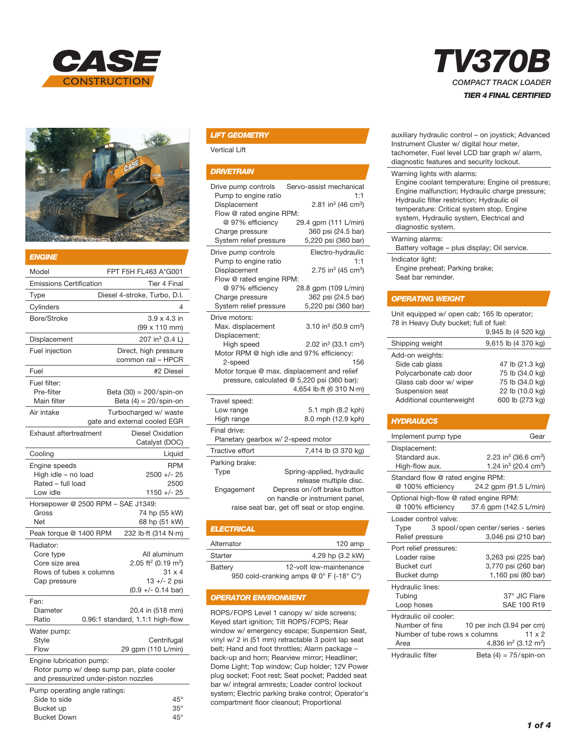# CASE CONSTRUCTION

# TV370B

*COMPACT TRACK LOADER*

***TIER 4 FINAL CERTIFIED***

## ENGINE

| | |
|---|---|
| Model | FPT F5H FL463 A*G001 |
| Emissions Certification | Tier 4 Final |
| Type | Diesel 4-stroke, Turbo, D.I. |
| Cylinders | 4 |
| Bore/Stroke | 3.9 x 4.3 in (99 x 110 mm) |
| Displacement | 207 in$^3$ (3.4 L) |
| Fuel injection | Direct, high pressure common rail – HPCR |
| Fuel | #2 Diesel |
| Fuel filter: | |
| Pre-filter | Beta (30) = 200/spin-on |
| Main filter | Beta (4) = 20/spin-on |
| Air intake | Turbocharged w/ waste gate and external cooled EGR |
| Exhaust aftertreatment | Diesel Oxidation Catalyst (DOC) |
| Cooling | Liquid |
| Engine speeds | RPM |
| High idle – no load | 2500 +/- 25 |
| Rated – full load | 2500 |
| Low idle | 1150 +/- 25 |
| Horsepower @ 2500 RPM – SAE J1349: | |
| Gross | 74 hp (55 kW) |
| Net | 68 hp (51 kW) |
| Peak torque @ 1400 RPM | 232 lb·ft (314 N·m) |
| Radiator: | |
| Core type | All aluminum |
| Core size area | 2.05 ft$^2$ (0.19 m$^2$) |
| Rows of tubes x columns | 31 x 4 |
| Cap pressure | 13 +/- 2 psi (0.9 +/- 0.14 bar) |
| Fan: | |
| Diameter | 20.4 in (518 mm) |
| Ratio | 0.96:1 standard, 1.1:1 high-flow |
| Water pump: | |
| Style | Centrifugal |
| Flow | 29 gpm (110 L/min) |

Engine lubrication pump:
Rotor pump w/ deep sump pan, plate cooler and pressurized under-piston nozzles

| Pump operating angle ratings: | |
|---|---|
| Side to side | 45° |
| Bucket up | 35° |
| Bucket Down | 45° |

## LIFT GEOMETRY

Vertical Lift

## DRIVETRAIN

| | |
|---|---|
| Drive pump controls | Servo-assist mechanical |
| Pump to engine ratio | 1:1 |
| Displacement | 2.81 in$^3$ (46 cm$^3$) |
| Flow @ rated engine RPM: | |
| @ 97% efficiency | 29.4 gpm (111 L/min) |
| Charge pressure | 360 psi (24.5 bar) |
| System relief pressure | 5,220 psi (360 bar) |
| Drive pump controls | Electro-hydraulic |
| Pump to engine ratio | 1:1 |
| Displacement | 2.75 in$^3$ (45 cm$^3$) |
| Flow @ rated engine RPM: | |
| @ 97% efficiency | 28.8 gpm (109 L/min) |
| Charge pressure | 362 psi (24.5 bar) |
| System relief pressure | 5,220 psi (360 bar) |
| Drive motors: | |
| Max. displacement | 3.10 in$^3$ (50.9 cm$^3$) |
| Displacement: | |
| High speed | 2.02 in$^3$ (33.1 cm$^3$) |
| Motor RPM @ high idle and 97% efficiency: | |
| 2-speed | 156 |
| Motor torque @ max. displacement and relief pressure, calculated @ 5,220 psi (360 bar): | 4,654 lb·ft (6 310 N·m) |
| Travel speed: | |
| Low range | 5.1 mph (8.2 kph) |
| High range | 8.0 mph (12.9 kph) |
| Final drive: | |
| Planetary gearbox w/ 2-speed motor | |
| Tractive effort | 7,414 lb (3 370 kg) |
| Parking brake: | |
| Type | Spring-applied, hydraulic release multiple disc. |
| Engagement | Depress on/off brake button on handle or instrument panel, raise seat bar, get off seat or stop engine. |

## ELECTRICAL

| | |
|---|---|
| Alternator | 120 amp |
| Starter | 4.29 hp (3.2 kW) |
| Battery | 12-volt low-maintenance 950 cold-cranking amps @ 0° F (-18° C°) |

## OPERATOR ENVIRONMENT

ROPS/FOPS Level 1 canopy w/ side screens; Keyed start ignition; Tilt ROPS/FOPS; Rear window w/ emergency escape; Suspension Seat, vinyl w/ 2 in (51 mm) retractable 3 point lap seat belt; Hand and foot throttles; Alarm package – back-up and horn; Rearview mirror; Headliner; Dome Light; Top window; Cup holder; 12V Power plug socket; Foot rest; Seat pocket; Padded seat bar w/ integral armrests; Loader control lockout system; Electric parking brake control; Operator's compartment floor cleanout; Proportional auxiliary hydraulic control – on joystick; Advanced Instrument Cluster w/ digital hour meter, tachometer, Fuel level LCD bar graph w/ alarm, diagnostic features and security lockout.

Warning lights with alarms:
Engine coolant temperature; Engine oil pressure; Engine malfunction; Hydraulic charge pressure; Hydraulic filter restriction; Hydraulic oil temperature: Critical system stop, Engine system, Hydraulic system, Electrical and diagnostic system.

Warning alarms:
Battery voltage – plus display; Oil service.

Indicator light:
Engine preheat; Parking brake; Seat bar reminder.

## OPERATING WEIGHT

| | |
|---|---|
| Unit equipped w/ open cab; 165 lb operator; 78 in Heavy Duty bucket; full of fuel: | 9,945 lb (4 520 kg) |
| Shipping weight | 9,615 lb (4 370 kg) |
| Add-on weights: | |
| Side cab glass | 47 lb (21.3 kg) |
| Polycarbonate cab door | 75 lb (34.0 kg) |
| Glass cab door w/ wiper | 75 lb (34.0 kg) |
| Suspension seat | 22 lb (10.0 kg) |
| Additional counterweight | 600 lb (273 kg) |

## HYDRAULICS

| | |
|---|---|
| Implement pump type | Gear |
| Displacement: | |
| Standard aux. | 2.23 in$^3$ (36.6 cm$^3$) |
| High-flow aux. | 1.24 in$^3$ (20.4 cm$^3$) |
| Standard flow @ rated engine RPM: | |
| @ 100% efficiency | 24.2 gpm (91.5 L/min) |
| Optional high-flow @ rated engine RPM: | |
| @ 100% efficiency | 37.6 gpm (142.5 L/min) |
| Loader control valve: | |
| Type | 3 spool/open center/series - series |
| Relief pressure | 3,046 psi (210 bar) |
| Port relief pressures: | |
| Loader raise | 3,263 psi (225 bar) |
| Bucket curl | 3,770 psi (260 bar) |
| Bucket dump | 1,160 psi (80 bar) |
| Hydraulic lines: | |
| Tubing | 37° JIC Flare |
| Loop hoses | SAE 100 R19 |
| Hydraulic oil cooler: | |
| Number of fins | 10 per inch (3.94 per cm) |
| Number of tube rows x columns | 11 x 2 |
| Area | 4,836 in$^2$ (3.12 m$^2$) |
| Hydraulic filter | Beta (4) = 75/spin-on |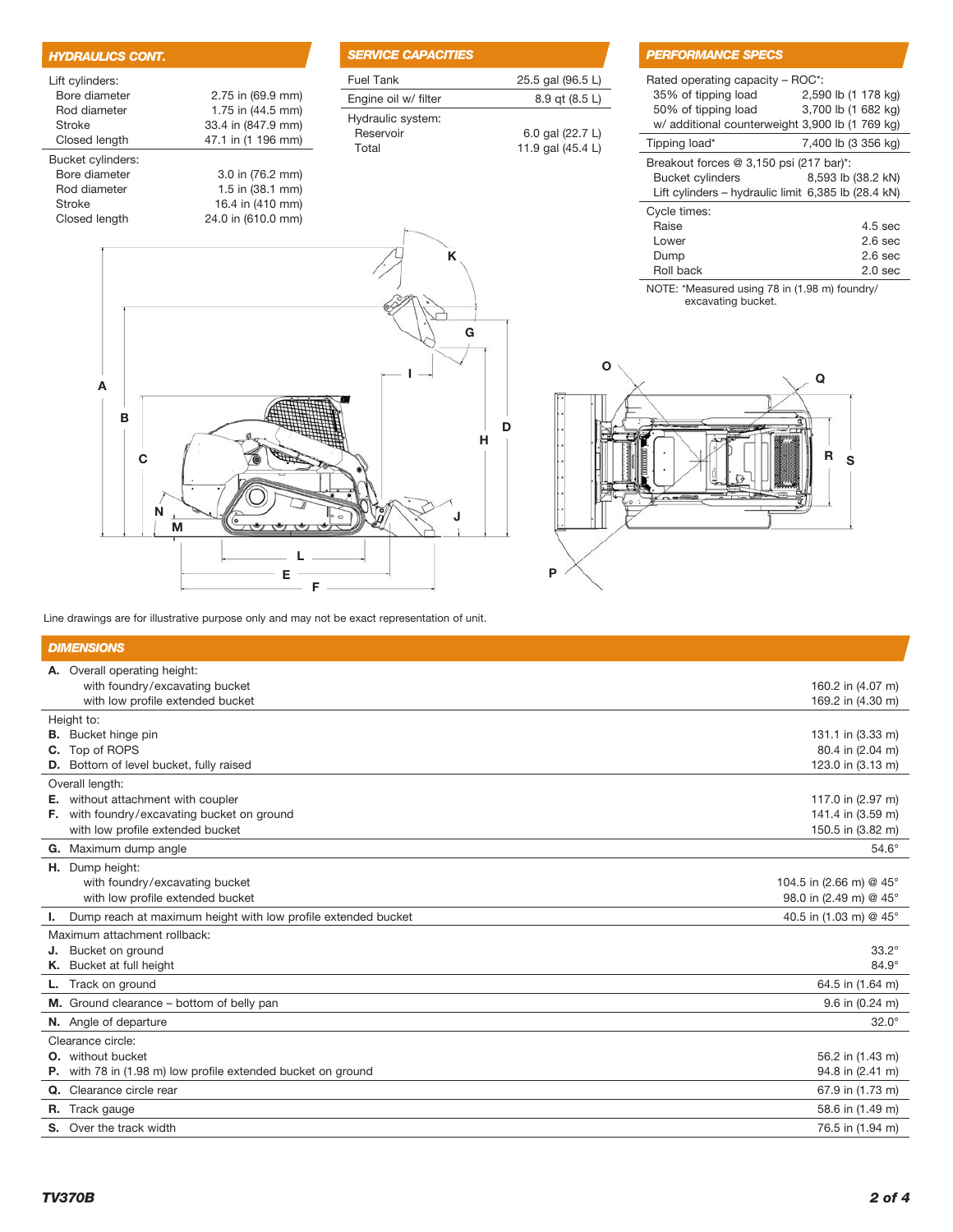## HYDRAULICS CONT.

| | |
|---|---|
| Lift cylinders: | |
| Bore diameter | 2.75 in (69.9 mm) |
| Rod diameter | 1.75 in (44.5 mm) |
| Stroke | 33.4 in (847.9 mm) |
| Closed length | 47.1 in (1 196 mm) |
| Bucket cylinders: | |
| Bore diameter | 3.0 in (76.2 mm) |
| Rod diameter | 1.5 in (38.1 mm) |
| Stroke | 16.4 in (410 mm) |
| Closed length | 24.0 in (610.0 mm) |

## SERVICE CAPACITIES

| | |
|---|---|
| Fuel Tank | 25.5 gal (96.5 L) |
| Engine oil w/ filter | 8.9 qt (8.5 L) |
| Hydraulic system: | |
| Reservoir | 6.0 gal (22.7 L) |
| Total | 11.9 gal (45.4 L) |

## PERFORMANCE SPECS

| | |
|---|---|
| Rated operating capacity – ROC*: | |
| 35% of tipping load | 2,590 lb (1 178 kg) |
| 50% of tipping load | 3,700 lb (1 682 kg) |
| w/ additional counterweight | 3,900 lb (1 769 kg) |
| Tipping load* | 7,400 lb (3 356 kg) |
| Breakout forces @ 3,150 psi (217 bar)*: | |
| Bucket cylinders | 8,593 lb (38.2 kN) |
| Lift cylinders – hydraulic limit | 6,385 lb (28.4 kN) |
| Cycle times: | |
| Raise | 4.5 sec |
| Lower | 2.6 sec |
| Dump | 2.6 sec |
| Roll back | 2.0 sec |

NOTE: *Measured using 78 in (1.98 m) foundry/excavating bucket.

Line drawings are for illustrative purpose only and may not be exact representation of unit.

## DIMENSIONS

| | |
|---|---|
| **A.** Overall operating height: | |
| with foundry/excavating bucket | 160.2 in (4.07 m) |
| with low profile extended bucket | 169.2 in (4.30 m) |
| Height to: | |
| **B.** Bucket hinge pin | 131.1 in (3.33 m) |
| **C.** Top of ROPS | 80.4 in (2.04 m) |
| **D.** Bottom of level bucket, fully raised | 123.0 in (3.13 m) |
| Overall length: | |
| **E.** without attachment with coupler | 117.0 in (2.97 m) |
| **F.** with foundry/excavating bucket on ground | 141.4 in (3.59 m) |
| with low profile extended bucket | 150.5 in (3.82 m) |
| **G.** Maximum dump angle | 54.6° |
| **H.** Dump height: | |
| with foundry/excavating bucket | 104.5 in (2.66 m) @ 45° |
| with low profile extended bucket | 98.0 in (2.49 m) @ 45° |
| **I.** Dump reach at maximum height with low profile extended bucket | 40.5 in (1.03 m) @ 45° |
| Maximum attachment rollback: | |
| **J.** Bucket on ground | 33.2° |
| **K.** Bucket at full height | 84.9° |
| **L.** Track on ground | 64.5 in (1.64 m) |
| **M.** Ground clearance – bottom of belly pan | 9.6 in (0.24 m) |
| **N.** Angle of departure | 32.0° |
| Clearance circle: | |
| **O.** without bucket | 56.2 in (1.43 m) |
| **P.** with 78 in (1.98 m) low profile extended bucket on ground | 94.8 in (2.41 m) |
| **Q.** Clearance circle rear | 67.9 in (1.73 m) |
| **R.** Track gauge | 58.6 in (1.49 m) |
| **S.** Over the track width | 76.5 in (1.94 m) |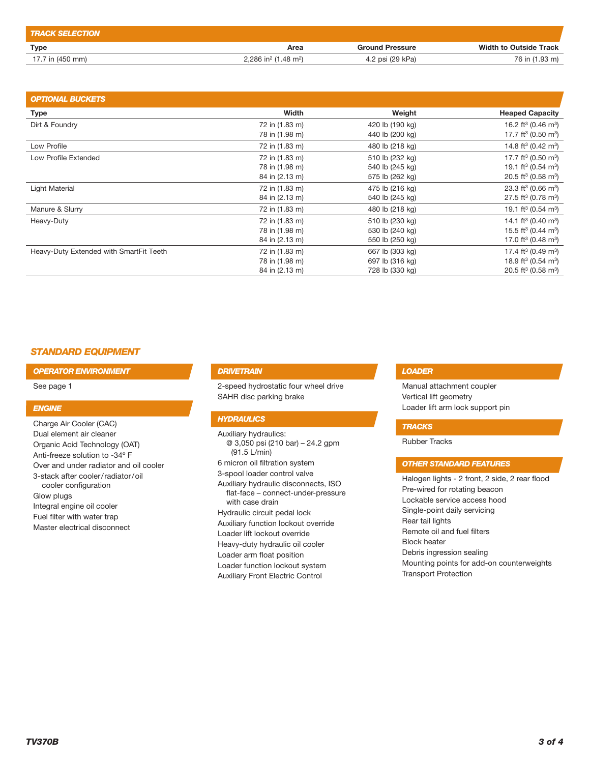## TRACK SELECTION

| Type | Area | Ground Pressure | Width to Outside Track |
|---|---|---|---|
| 17.7 in (450 mm) | 2,286 in² (1.48 m²) | 4.2 psi (29 kPa) | 76 in (1.93 m) |

## OPTIONAL BUCKETS

| Type | Width | Weight | Heaped Capacity |
|---|---|---|---|
| Dirt & Foundry | 72 in (1.83 m) | 420 lb (190 kg) | 16.2 ft³ (0.46 m³) |
| | 78 in (1.98 m) | 440 lb (200 kg) | 17.7 ft³ (0.50 m³) |
| Low Profile | 72 in (1.83 m) | 480 lb (218 kg) | 14.8 ft³ (0.42 m³) |
| Low Profile Extended | 72 in (1.83 m) | 510 lb (232 kg) | 17.7 ft³ (0.50 m³) |
| | 78 in (1.98 m) | 540 lb (245 kg) | 19.1 ft³ (0.54 m³) |
| | 84 in (2.13 m) | 575 lb (262 kg) | 20.5 ft³ (0.58 m³) |
| Light Material | 72 in (1.83 m) | 475 lb (216 kg) | 23.3 ft³ (0.66 m³) |
| | 84 in (2.13 m) | 540 lb (245 kg) | 27.5 ft³ (0.78 m³) |
| Manure & Slurry | 72 in (1.83 m) | 480 lb (218 kg) | 19.1 ft³ (0.54 m³) |
| Heavy-Duty | 72 in (1.83 m) | 510 lb (230 kg) | 14.1 ft³ (0.40 m³) |
| | 78 in (1.98 m) | 530 lb (240 kg) | 15.5 ft³ (0.44 m³) |
| | 84 in (2.13 m) | 550 lb (250 kg) | 17.0 ft³ (0.48 m³) |
| Heavy-Duty Extended with SmartFit Teeth | 72 in (1.83 m) | 667 lb (303 kg) | 17.4 ft³ (0.49 m³) |
| | 78 in (1.98 m) | 697 lb (316 kg) | 18.9 ft³ (0.54 m³) |
| | 84 in (2.13 m) | 728 lb (330 kg) | 20.5 ft³ (0.58 m³) |

## STANDARD EQUIPMENT

### OPERATOR ENVIRONMENT

See page 1

### ENGINE

- Charge Air Cooler (CAC)
- Dual element air cleaner
- Organic Acid Technology (OAT)
- Anti-freeze solution to -34° F
- Over and under radiator and oil cooler
- 3-stack after cooler/radiator/oil cooler configuration
- Glow plugs
- Integral engine oil cooler
- Fuel filter with water trap
- Master electrical disconnect

### DRIVETRAIN

- 2-speed hydrostatic four wheel drive
- SAHR disc parking brake

### HYDRAULICS

- Auxiliary hydraulics: @ 3,050 psi (210 bar) – 24.2 gpm (91.5 L/min)
- 6 micron oil filtration system
- 3-spool loader control valve
- Auxiliary hydraulic disconnects, ISO flat-face – connect-under-pressure with case drain
- Hydraulic circuit pedal lock
- Auxiliary function lockout override
- Loader lift lockout override
- Heavy-duty hydraulic oil cooler
- Loader arm float position
- Loader function lockout system
- Auxiliary Front Electric Control

### LOADER

- Manual attachment coupler
- Vertical lift geometry
- Loader lift arm lock support pin

### TRACKS

- Rubber Tracks

### OTHER STANDARD FEATURES

- Halogen lights - 2 front, 2 side, 2 rear flood
- Pre-wired for rotating beacon
- Lockable service access hood
- Single-point daily servicing
- Rear tail lights
- Remote oil and fuel filters
- Block heater
- Debris ingression sealing
- Mounting points for add-on counterweights
- Transport Protection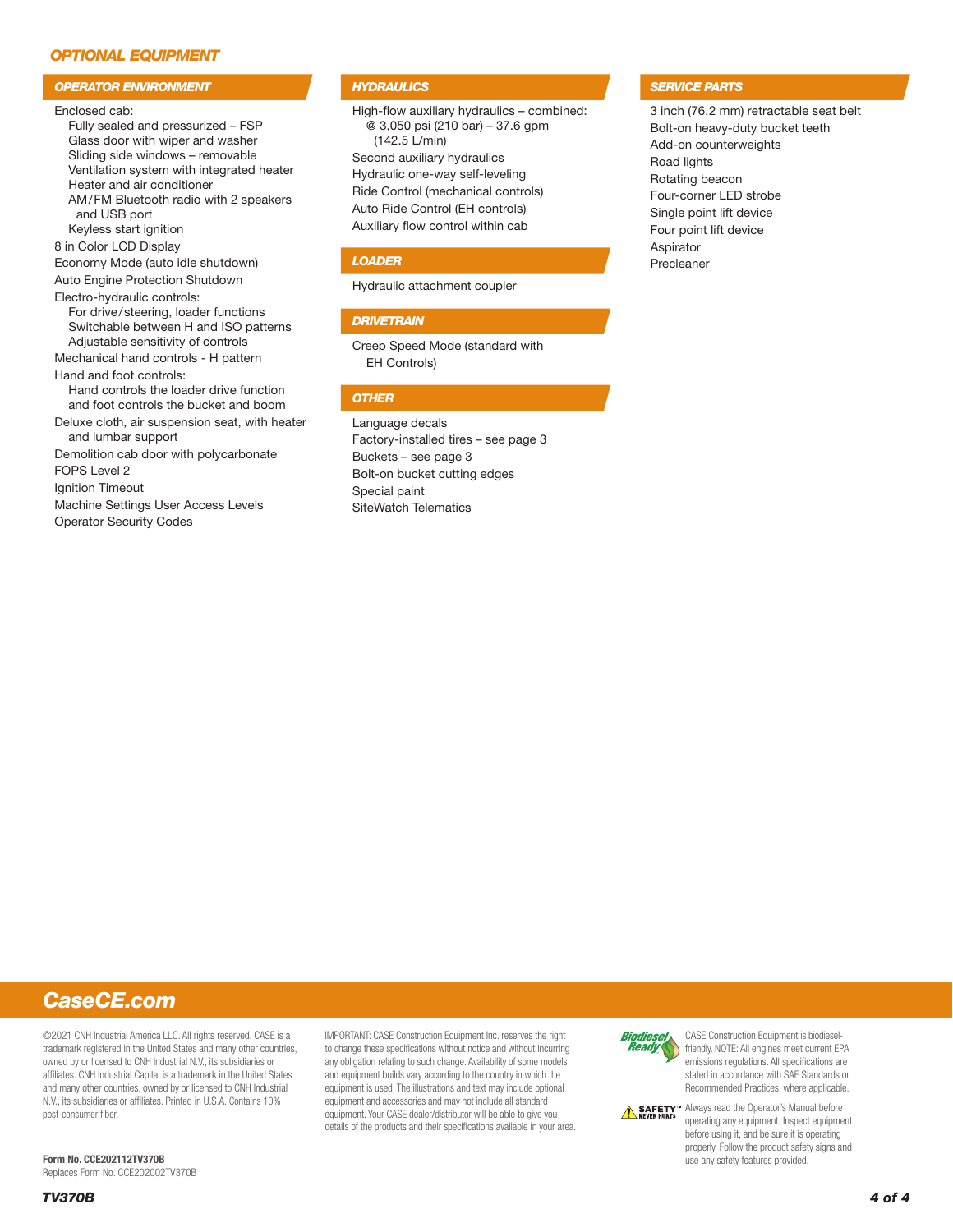## OPTIONAL EQUIPMENT

### OPERATOR ENVIRONMENT

- Enclosed cab:
  - Fully sealed and pressurized – FSP
  - Glass door with wiper and washer
  - Sliding side windows – removable
  - Ventilation system with integrated heater
  - Heater and air conditioner
  - AM/FM Bluetooth radio with 2 speakers and USB port
  - Keyless start ignition
- 8 in Color LCD Display
- Economy Mode (auto idle shutdown)
- Auto Engine Protection Shutdown
- Electro-hydraulic controls:
  - For drive/steering, loader functions
  - Switchable between H and ISO patterns
  - Adjustable sensitivity of controls
- Mechanical hand controls - H pattern
- Hand and foot controls:
  - Hand controls the loader drive function and foot controls the bucket and boom
- Deluxe cloth, air suspension seat, with heater and lumbar support
- Demolition cab door with polycarbonate
- FOPS Level 2
- Ignition Timeout
- Machine Settings User Access Levels
- Operator Security Codes

### HYDRAULICS

- High-flow auxiliary hydraulics – combined: @ 3,050 psi (210 bar) – 37.6 gpm (142.5 L/min)
- Second auxiliary hydraulics
- Hydraulic one-way self-leveling
- Ride Control (mechanical controls)
- Auto Ride Control (EH controls)
- Auxiliary flow control within cab

### LOADER

- Hydraulic attachment coupler

### DRIVETRAIN

- Creep Speed Mode (standard with EH Controls)

### OTHER

- Language decals
- Factory-installed tires – see page 3
- Buckets – see page 3
- Bolt-on bucket cutting edges
- Special paint
- SiteWatch Telematics

### SERVICE PARTS

- 3 inch (76.2 mm) retractable seat belt
- Bolt-on heavy-duty bucket teeth
- Add-on counterweights
- Road lights
- Rotating beacon
- Four-corner LED strobe
- Single point lift device
- Four point lift device
- Aspirator
- Precleaner

---

**CaseCE.com**

©2021 CNH Industrial America LLC. All rights reserved. CASE is a trademark registered in the United States and many other countries, owned by or licensed to CNH Industrial N.V., its subsidiaries or affiliates. CNH Industrial Capital is a trademark in the United States and many other countries, owned by or licensed to CNH Industrial N.V., its subsidiaries or affiliates. Printed in U.S.A. Contains 10% post-consumer fiber.

IMPORTANT: CASE Construction Equipment Inc. reserves the right to change these specifications without notice and without incurring any obligation relating to such change. Availability of some models and equipment builds vary according to the country in which the equipment is used. The illustrations and text may include optional equipment and accessories and may not include all standard equipment. Your CASE dealer/distributor will be able to give you details of the products and their specifications available in your area.

Biodiesel Ready

CASE Construction Equipment is biodiesel-friendly. NOTE: All engines meet current EPA emissions regulations. All specifications are stated in accordance with SAE Standards or Recommended Practices, where applicable.

SAFETY™ NEVER HURTS

Always read the Operator's Manual before operating any equipment. Inspect equipment before using it, and be sure it is operating properly. Follow the product safety signs and use any safety features provided.

**Form No. CCE202112TV370B**
Replaces Form No. CCE202002TV370B